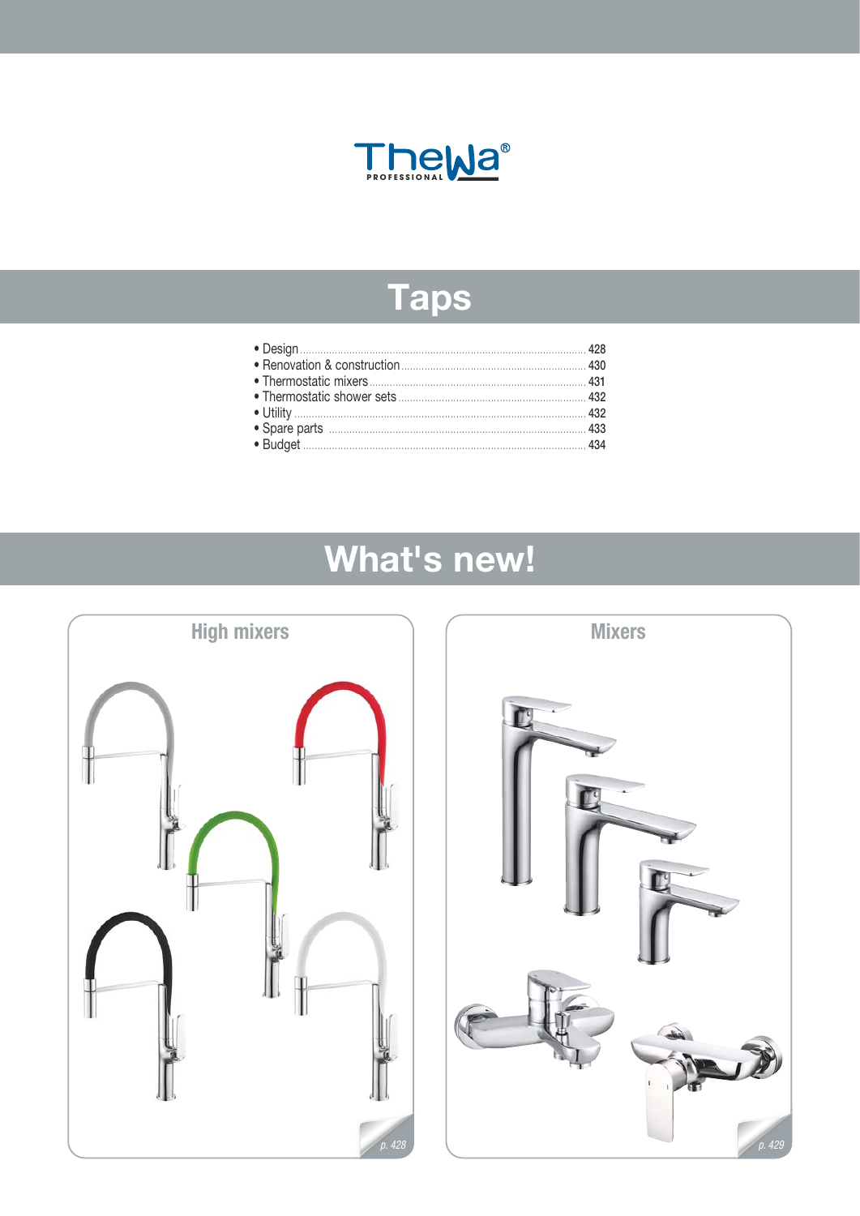ThewA® PROFESSIONAL

# Taps

- Design ........................................ 428
- Renovation & construction ........................................ 430
- Thermostatic mixers ........................................ 431
- Thermostatic shower sets ........................................ 432
- Utility ........................................ 432
- Spare parts ........................................ 433
- Budget ........................................ 434

# What's new!

## High mixers

p. 428

## Mixers

p. 429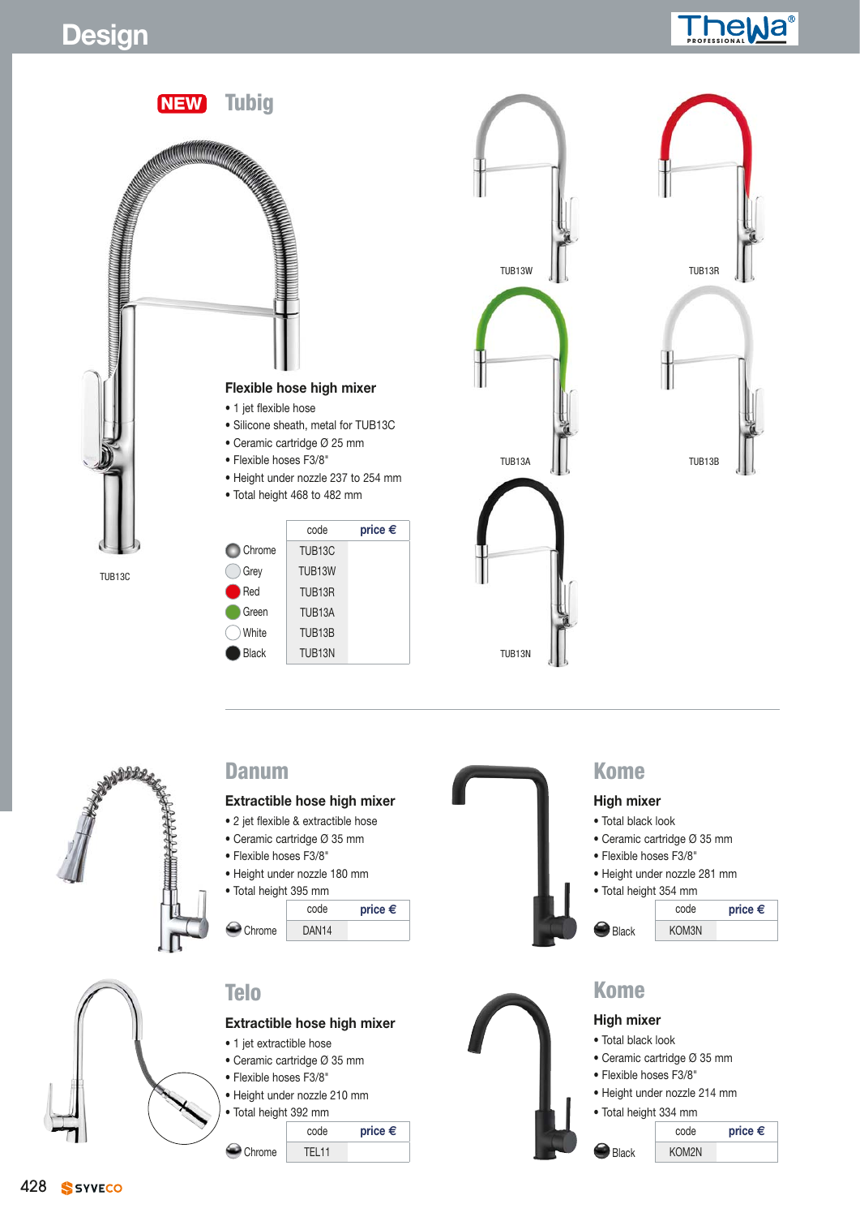# Design

## NEW Tubig

### Flexible hose high mixer

- 1 jet flexible hose
- Silicone sheath, metal for TUB13C
- Ceramic cartridge Ø 25 mm
- Flexible hoses F3/8"
- Height under nozzle 237 to 254 mm
- Total height 468 to 482 mm

| | code | price € |
|---|---|---|
| Chrome | TUB13C | |
| Grey | TUB13W | |
| Red | TUB13R | |
| Green | TUB13A | |
| White | TUB13B | |
| Black | TUB13N | |

TUB13C

TUB13W

TUB13R

TUB13A

TUB13B

TUB13N

## Danum

### Extractible hose high mixer

- 2 jet flexible & extractible hose
- Ceramic cartridge Ø 35 mm
- Flexible hoses F3/8"
- Height under nozzle 180 mm
- Total height 395 mm

| | code | price € |
|---|---|---|
| Chrome | DAN14 | |

## Kome

### High mixer

- Total black look
- Ceramic cartridge Ø 35 mm
- Flexible hoses F3/8"
- Height under nozzle 281 mm
- Total height 354 mm

| | code | price € |
|---|---|---|
| Black | KOM3N | |

## Telo

### Extractible hose high mixer

- 1 jet extractible hose
- Ceramic cartridge Ø 35 mm
- Flexible hoses F3/8"
- Height under nozzle 210 mm
- Total height 392 mm

| | code | price € |
|---|---|---|
| Chrome | TEL11 | |

## Kome

### High mixer

- Total black look
- Ceramic cartridge Ø 35 mm
- Flexible hoses F3/8"
- Height under nozzle 214 mm
- Total height 334 mm

| | code | price € |
|---|---|---|
| Black | KOM2N | |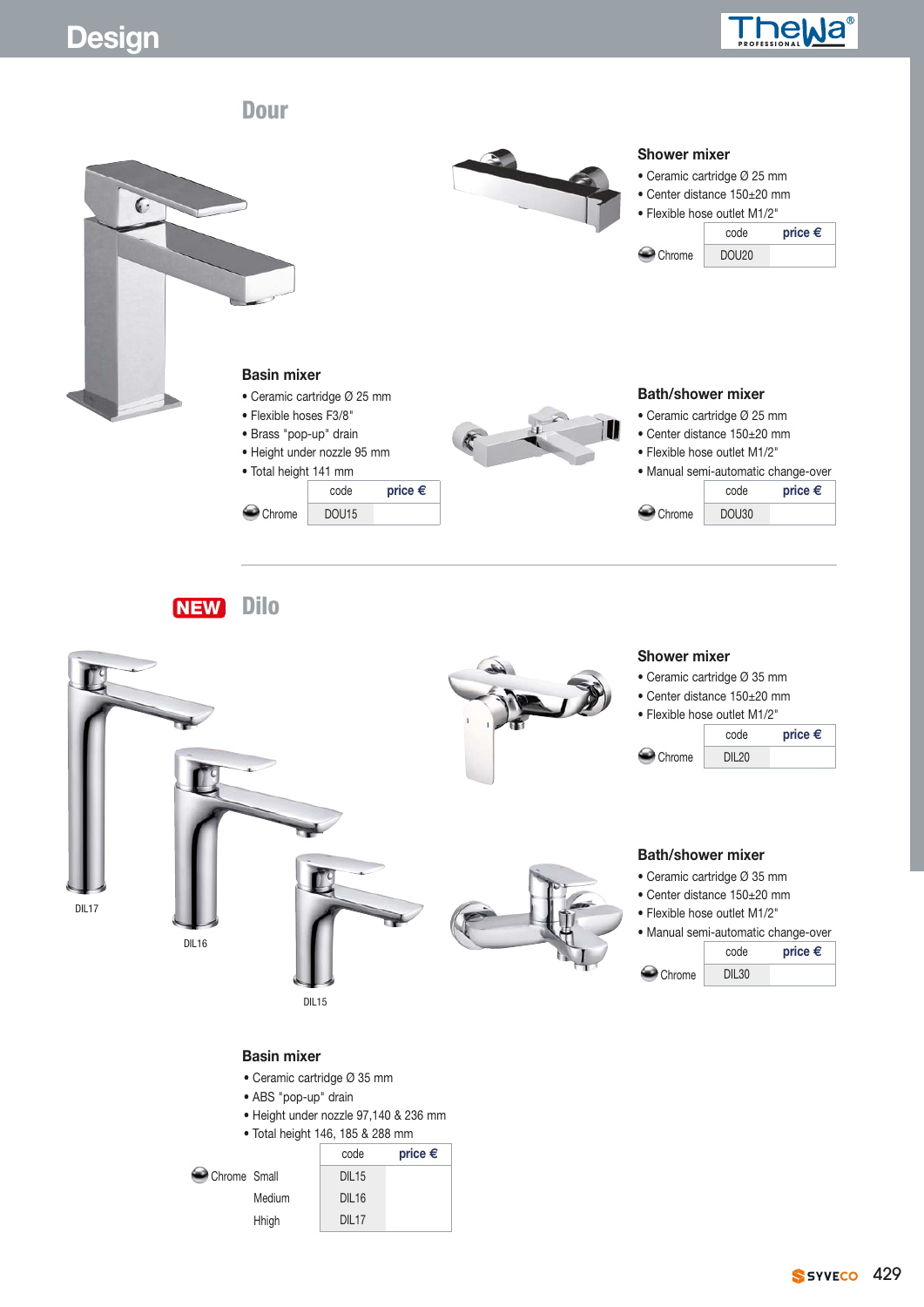# Design

## Dour

### Shower mixer

- Ceramic cartridge Ø 25 mm
- Center distance 150±20 mm
- Flexible hose outlet M1/2"

| | code | price € |
|---|---|---|
| Chrome | DOU20 | |

### Basin mixer

- Ceramic cartridge Ø 25 mm
- Flexible hoses F3/8"
- Brass "pop-up" drain
- Height under nozzle 95 mm
- Total height 141 mm

| | code | price € |
|---|---|---|
| Chrome | DOU15 | |

### Bath/shower mixer

- Ceramic cartridge Ø 25 mm
- Center distance 150±20 mm
- Flexible hose outlet M1/2"
- Manual semi-automatic change-over

| | code | price € |
|---|---|---|
| Chrome | DOU30 | |

## NEW Dilo

### Shower mixer

- Ceramic cartridge Ø 35 mm
- Center distance 150±20 mm
- Flexible hose outlet M1/2"

| | code | price € |
|---|---|---|
| Chrome | DIL20 | |

DIL17

DIL16

DIL15

### Bath/shower mixer

- Ceramic cartridge Ø 35 mm
- Center distance 150±20 mm
- Flexible hose outlet M1/2"
- Manual semi-automatic change-over

| | code | price € |
|---|---|---|
| Chrome | DIL30 | |

### Basin mixer

- Ceramic cartridge Ø 35 mm
- ABS "pop-up" drain
- Height under nozzle 97,140 & 236 mm
- Total height 146, 185 & 288 mm

| | | code | price € |
|---|---|---|---|
| Chrome | Small | DIL15 | |
| | Medium | DIL16 | |
| | Hhigh | DIL17 | |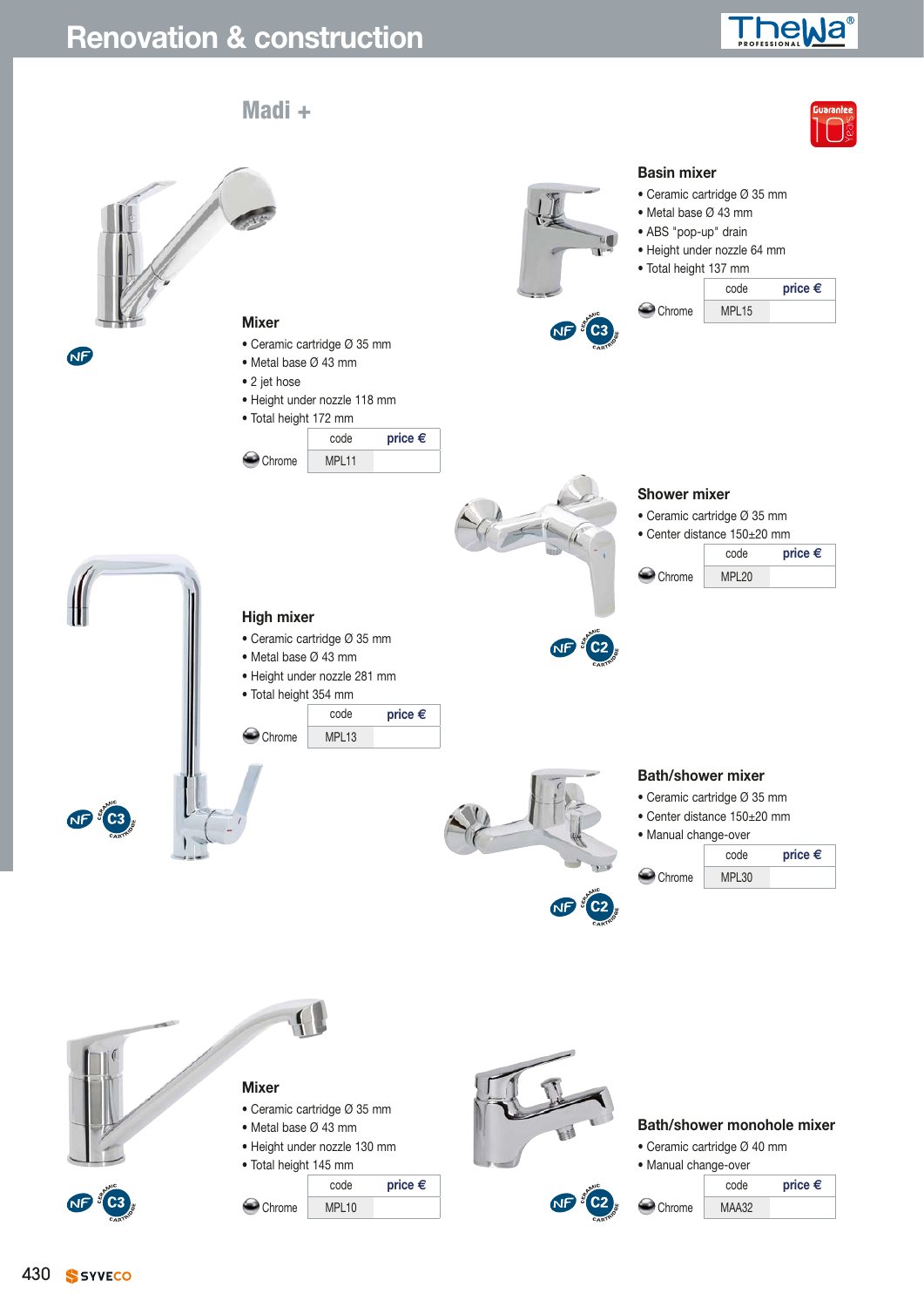# Renovation & construction

## Madi +

### Basin mixer

- Ceramic cartridge Ø 35 mm
- Metal base Ø 43 mm
- ABS "pop-up" drain
- Height under nozzle 64 mm
- Total height 137 mm

| | code | price € |
|---|---|---|
| Chrome | MPL15 | |

### Mixer

- Ceramic cartridge Ø 35 mm
- Metal base Ø 43 mm
- 2 jet hose
- Height under nozzle 118 mm
- Total height 172 mm

| | code | price € |
|---|---|---|
| Chrome | MPL11 | |

### Shower mixer

- Ceramic cartridge Ø 35 mm
- Center distance 150±20 mm

| | code | price € |
|---|---|---|
| Chrome | MPL20 | |

### High mixer

- Ceramic cartridge Ø 35 mm
- Metal base Ø 43 mm
- Height under nozzle 281 mm
- Total height 354 mm

| | code | price € |
|---|---|---|
| Chrome | MPL13 | |

### Bath/shower mixer

- Ceramic cartridge Ø 35 mm
- Center distance 150±20 mm
- Manual change-over

| | code | price € |
|---|---|---|
| Chrome | MPL30 | |

### Mixer

- Ceramic cartridge Ø 35 mm
- Metal base Ø 43 mm
- Height under nozzle 130 mm
- Total height 145 mm

| | code | price € |
|---|---|---|
| Chrome | MPL10 | |

### Bath/shower monohole mixer

- Ceramic cartridge Ø 40 mm
- Manual change-over

| | code | price € |
|---|---|---|
| Chrome | MAA32 | |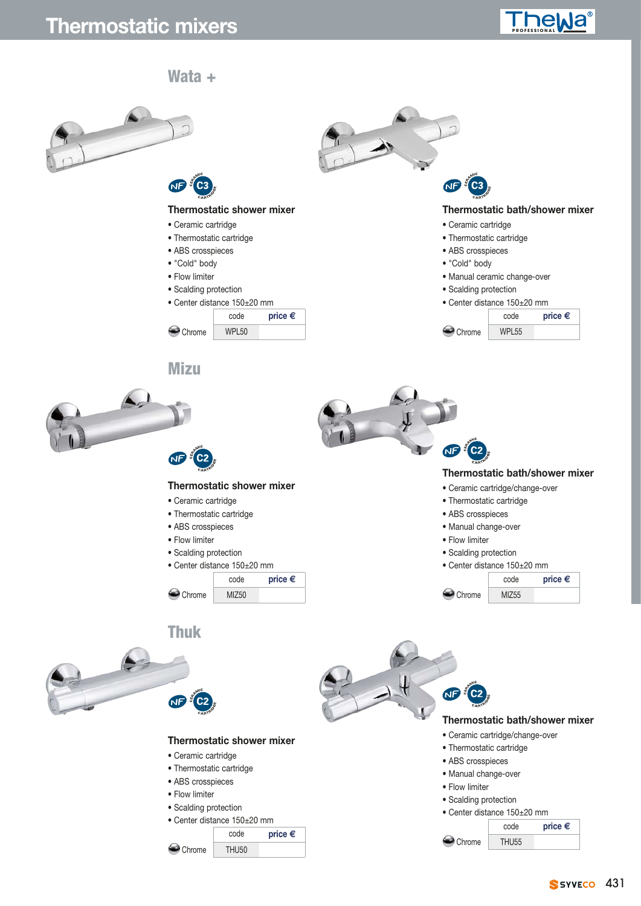# Thermostatic mixers

## Wata +

### Thermostatic shower mixer

- Ceramic cartridge
- Thermostatic cartridge
- ABS crosspieces
- "Cold" body
- Flow limiter
- Scalding protection
- Center distance 150±20 mm

| | code | price € |
|---|---|---|
| Chrome | WPL50 | |

### Thermostatic bath/shower mixer

- Ceramic cartridge
- Thermostatic cartridge
- ABS crosspieces
- "Cold" body
- Manual ceramic change-over
- Scalding protection
- Center distance 150±20 mm

| | code | price € |
|---|---|---|
| Chrome | WPL55 | |

## Mizu

### Thermostatic shower mixer

- Ceramic cartridge
- Thermostatic cartridge
- ABS crosspieces
- Flow limiter
- Scalding protection
- Center distance 150±20 mm

| | code | price € |
|---|---|---|
| Chrome | MIZ50 | |

### Thermostatic bath/shower mixer

- Ceramic cartridge/change-over
- Thermostatic cartridge
- ABS crosspieces
- Manual change-over
- Flow limiter
- Scalding protection
- Center distance 150±20 mm

| | code | price € |
|---|---|---|
| Chrome | MIZ55 | |

## Thuk

### Thermostatic shower mixer

- Ceramic cartridge
- Thermostatic cartridge
- ABS crosspieces
- Flow limiter
- Scalding protection
- Center distance 150±20 mm

| | code | price € |
|---|---|---|
| Chrome | THU50 | |

### Thermostatic bath/shower mixer

- Ceramic cartridge/change-over
- Thermostatic cartridge
- ABS crosspieces
- Manual change-over
- Flow limiter
- Scalding protection
- Center distance 150±20 mm

| | code | price € |
|---|---|---|
| Chrome | THU55 | |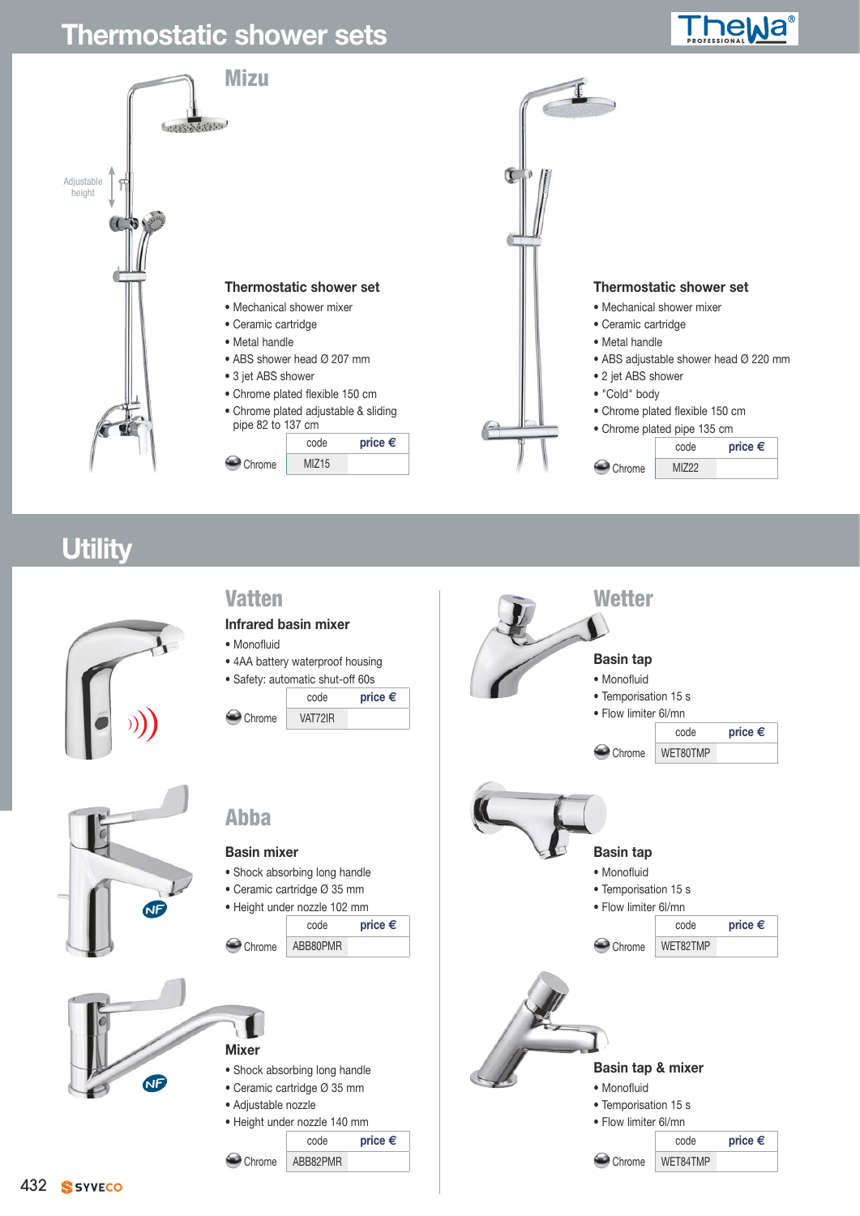# Thermostatic shower sets

## Mizu

Adjustable height

### Thermostatic shower set

- Mechanical shower mixer
- Ceramic cartridge
- Metal handle
- ABS shower head Ø 207 mm
- 3 jet ABS shower
- Chrome plated flexible 150 cm
- Chrome plated adjustable & sliding pipe 82 to 137 cm

| | code | price € |
|---|---|---|
| Chrome | MIZ15 | |

### Thermostatic shower set

- Mechanical shower mixer
- Ceramic cartridge
- Metal handle
- ABS adjustable shower head Ø 220 mm
- 2 jet ABS shower
- "Cold" body
- Chrome plated flexible 150 cm
- Chrome plated pipe 135 cm

| | code | price € |
|---|---|---|
| Chrome | MIZ22 | |

# Utility

## Vatten

### Infrared basin mixer

- Monofluid
- 4AA battery waterproof housing
- Safety: automatic shut-off 60s

| | code | price € |
|---|---|---|
| Chrome | VAT72IR | |

## Abba

### Basin mixer

- Shock absorbing long handle
- Ceramic cartridge Ø 35 mm
- Height under nozzle 102 mm

| | code | price € |
|---|---|---|
| Chrome | ABB80PMR | |

### Mixer

- Shock absorbing long handle
- Ceramic cartridge Ø 35 mm
- Adjustable nozzle
- Height under nozzle 140 mm

| | code | price € |
|---|---|---|
| Chrome | ABB82PMR | |

## Wetter

### Basin tap

- Monofluid
- Temporisation 15 s
- Flow limiter 6l/mn

| | code | price € |
|---|---|---|
| Chrome | WET80TMP | |

### Basin tap

- Monofluid
- Temporisation 15 s
- Flow limiter 6l/mn

| | code | price € |
|---|---|---|
| Chrome | WET82TMP | |

### Basin tap & mixer

- Monofluid
- Temporisation 15 s
- Flow limiter 6l/mn

| | code | price € |
|---|---|---|
| Chrome | WET84TMP | |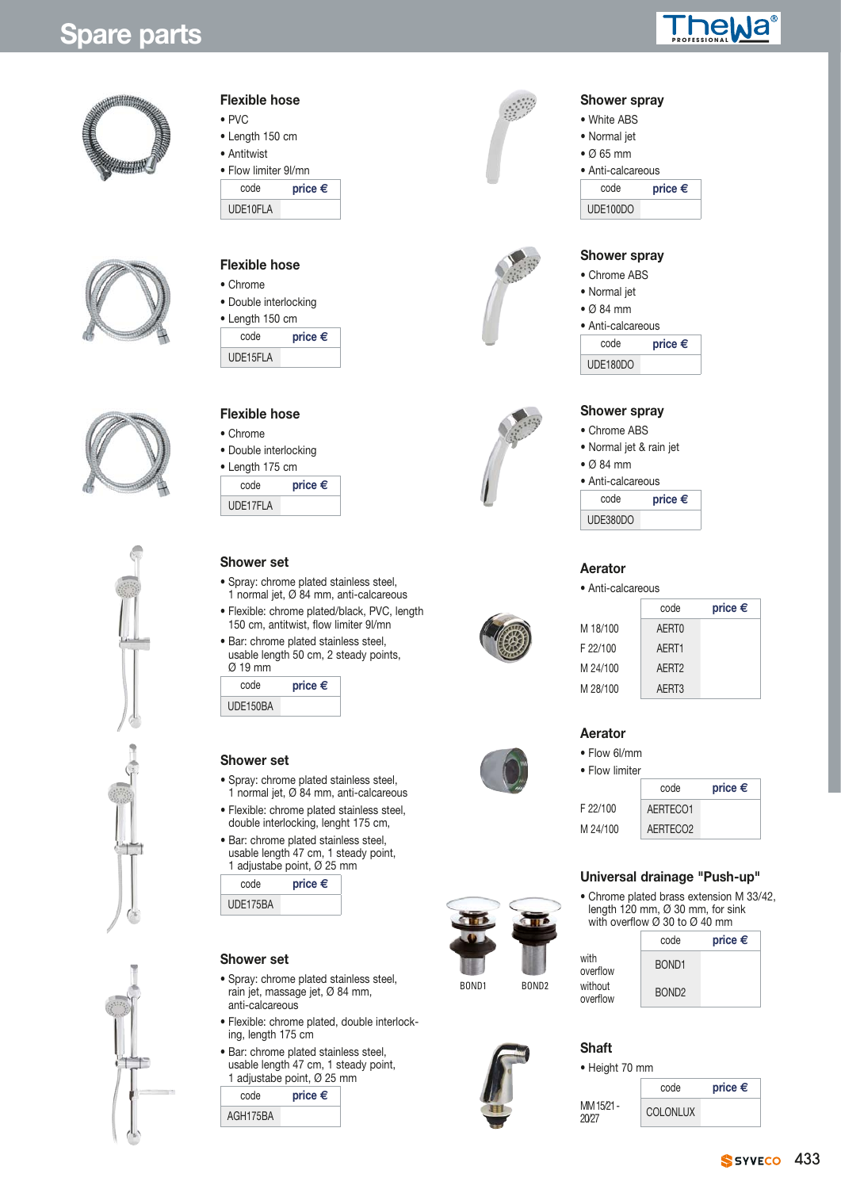# Spare parts

### Flexible hose

- PVC
- Length 150 cm
- Antitwist
- Flow limiter 9l/mn

| code | price € |
|---|---|
| UDE10FLA | |

### Flexible hose

- Chrome
- Double interlocking
- Length 150 cm

| code | price € |
|---|---|
| UDE15FLA | |

### Flexible hose

- Chrome
- Double interlocking
- Length 175 cm

| code | price € |
|---|---|
| UDE17FLA | |

### Shower set

- Spray: chrome plated stainless steel, 1 normal jet, Ø 84 mm, anti-calcareous
- Flexible: chrome plated/black, PVC, length 150 cm, antitwist, flow limiter 9l/mn
- Bar: chrome plated stainless steel, usable length 50 cm, 2 steady points, Ø 19 mm

| code | price € |
|---|---|
| UDE150BA | |

### Shower set

- Spray: chrome plated stainless steel, 1 normal jet, Ø 84 mm, anti-calcareous
- Flexible: chrome plated stainless steel, double interlocking, lenght 175 cm,
- Bar: chrome plated stainless steel, usable length 47 cm, 1 steady point, 1 adjustabe point, Ø 25 mm

| code | price € |
|---|---|
| UDE175BA | |

### Shower set

- Spray: chrome plated stainless steel, rain jet, massage jet, Ø 84 mm, anti-calcareous
- Flexible: chrome plated, double interlocking, length 175 cm
- Bar: chrome plated stainless steel, usable length 47 cm, 1 steady point, 1 adjustabe point, Ø 25 mm

| code | price € |
|---|---|
| AGH175BA | |

### Shower spray

- White ABS
- Normal jet
- Ø 65 mm
- Anti-calcareous

| code | price € |
|---|---|
| UDE100DO | |

### Shower spray

- Chrome ABS
- Normal jet
- Ø 84 mm
- Anti-calcareous

| code | price € |
|---|---|
| UDE180DO | |

### Shower spray

- Chrome ABS
- Normal jet & rain jet
- Ø 84 mm
- Anti-calcareous

| code | price € |
|---|---|
| UDE380DO | |

### Aerator

- Anti-calcareous

| | code | price € |
|---|---|---|
| M 18/100 | AERT0 | |
| F 22/100 | AERT1 | |
| M 24/100 | AERT2 | |
| M 28/100 | AERT3 | |

### Aerator

- Flow 6l/mn
- Flow limiter

| | code | price € |
|---|---|---|
| F 22/100 | AERTECO1 | |
| M 24/100 | AERTECO2 | |

### Universal drainage "Push-up"

- Chrome plated brass extension M 33/42, length 120 mm, Ø 30 mm, for sink with overflow Ø 30 to Ø 40 mm

BOND1 BOND2

| | code | price € |
|---|---|---|
| with overflow | BOND1 | |
| without overflow | BOND2 | |

### Shaft

- Height 70 mm

| | code | price € |
|---|---|---|
| MM 15/21 - 20/27 | COLONLUX | |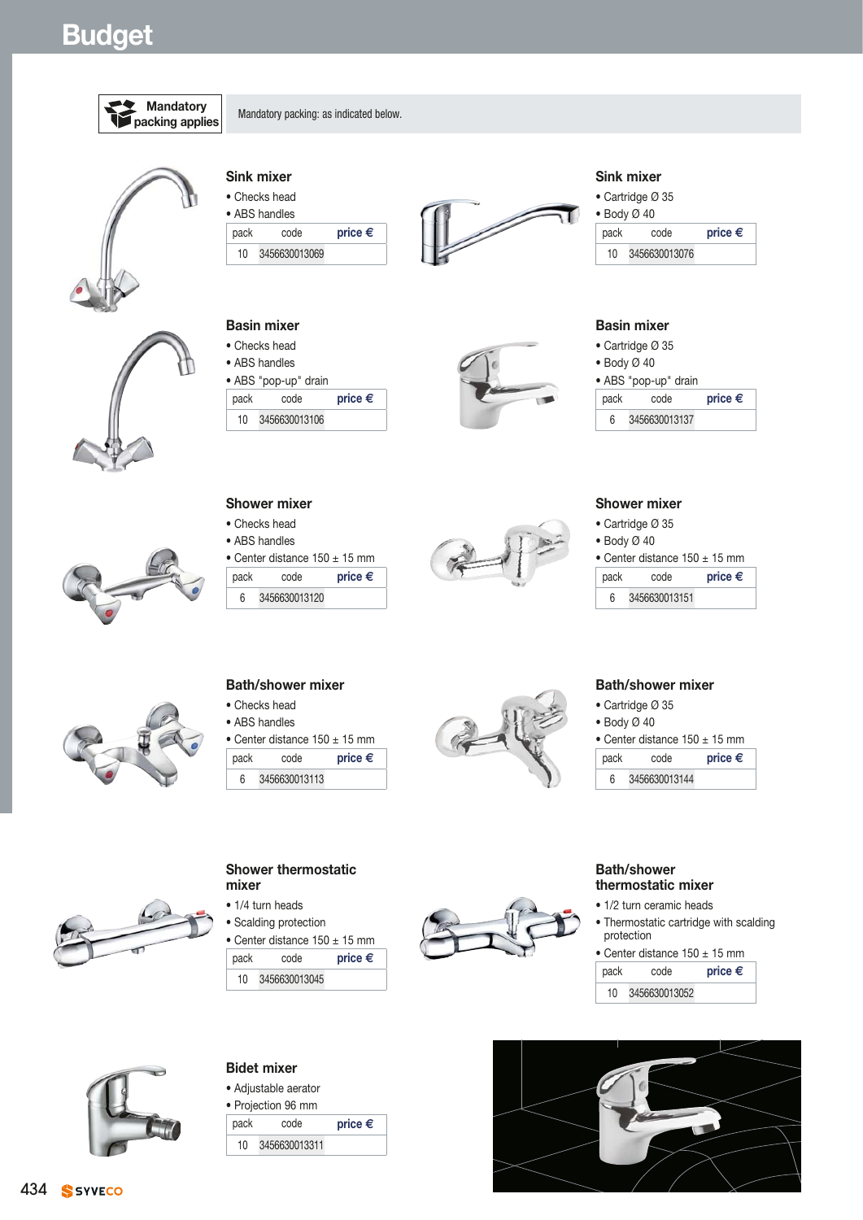# Budget

**Mandatory packing applies**

Mandatory packing: as indicated below.

## Sink mixer

- Checks head
- ABS handles

| pack | code | price € |
|---|---|---|
| 10 | 3456630013069 | |

## Sink mixer

- Cartridge Ø 35
- Body Ø 40

| pack | code | price € |
|---|---|---|
| 10 | 3456630013076 | |

## Basin mixer

- Checks head
- ABS handles
- ABS "pop-up" drain

| pack | code | price € |
|---|---|---|
| 10 | 3456630013106 | |

## Basin mixer

- Cartridge Ø 35
- Body Ø 40
- ABS "pop-up" drain

| pack | code | price € |
|---|---|---|
| 6 | 3456630013137 | |

## Shower mixer

- Checks head
- ABS handles
- Center distance 150 ± 15 mm

| pack | code | price € |
|---|---|---|
| 6 | 3456630013120 | |

## Shower mixer

- Cartridge Ø 35
- Body Ø 40
- Center distance 150 ± 15 mm

| pack | code | price € |
|---|---|---|
| 6 | 3456630013151 | |

## Bath/shower mixer

- Checks head
- ABS handles
- Center distance 150 ± 15 mm

| pack | code | price € |
|---|---|---|
| 6 | 3456630013113 | |

## Bath/shower mixer

- Cartridge Ø 35
- Body Ø 40
- Center distance 150 ± 15 mm

| pack | code | price € |
|---|---|---|
| 6 | 3456630013144 | |

## Shower thermostatic mixer

- 1/4 turn heads
- Scalding protection
- Center distance 150 ± 15 mm

| pack | code | price € |
|---|---|---|
| 10 | 3456630013045 | |

## Bath/shower thermostatic mixer

- 1/2 turn ceramic heads
- Thermostatic cartridge with scalding protection
- Center distance 150 ± 15 mm

| pack | code | price € |
|---|---|---|
| 10 | 3456630013052 | |

## Bidet mixer

- Adjustable aerator
- Projection 96 mm

| pack | code | price € |
|---|---|---|
| 10 | 3456630013311 | |